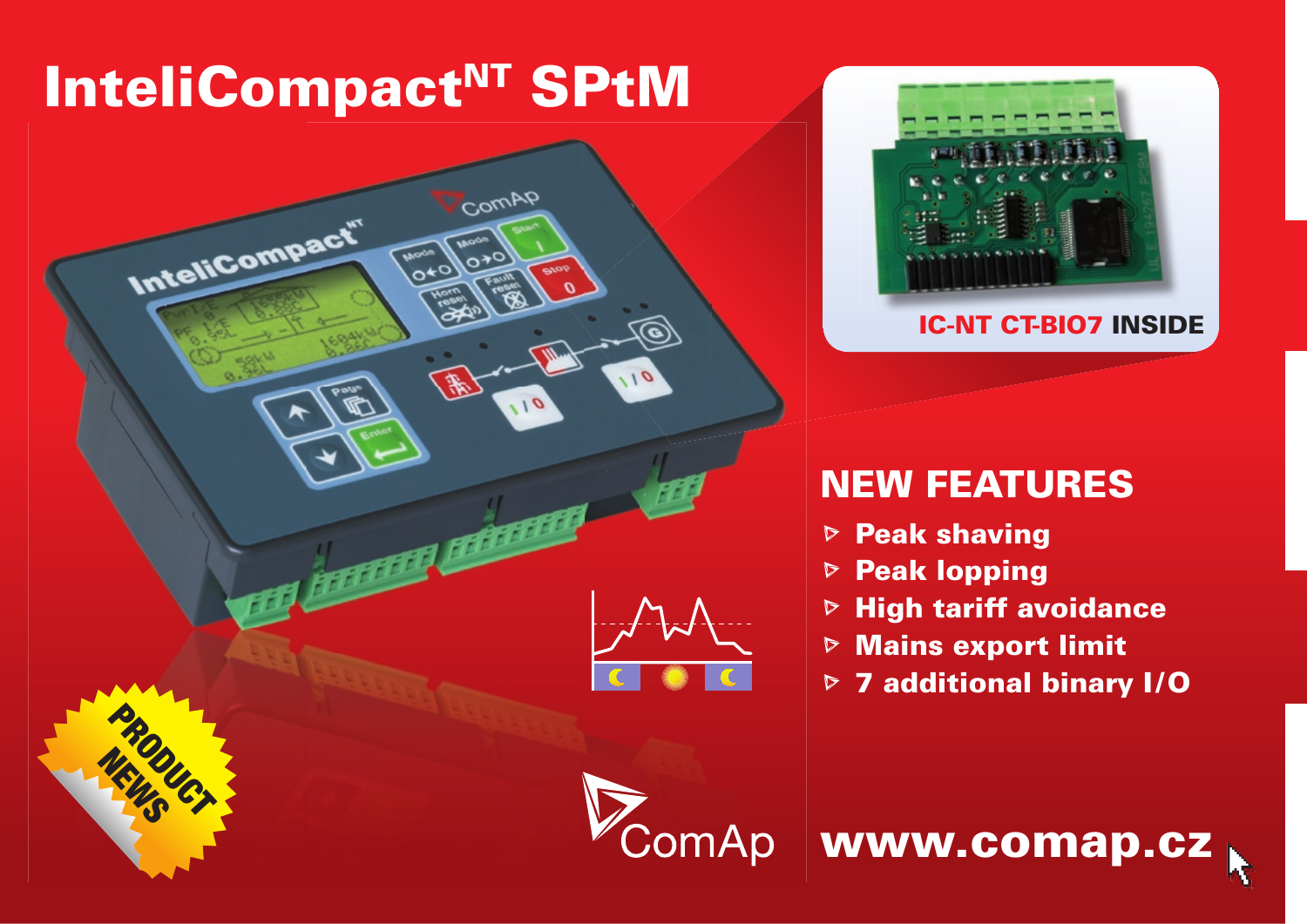# InteliCompact^NT SPtM

**IC-NT CT-BIO7 INSIDE**

## NEW FEATURES

- Peak shaving
- Peak lopping
- High tariff avoidance
- Mains export limit
- 7 additional binary I/O

PRODUCT NEWS

ComAp

**www.comap.cz**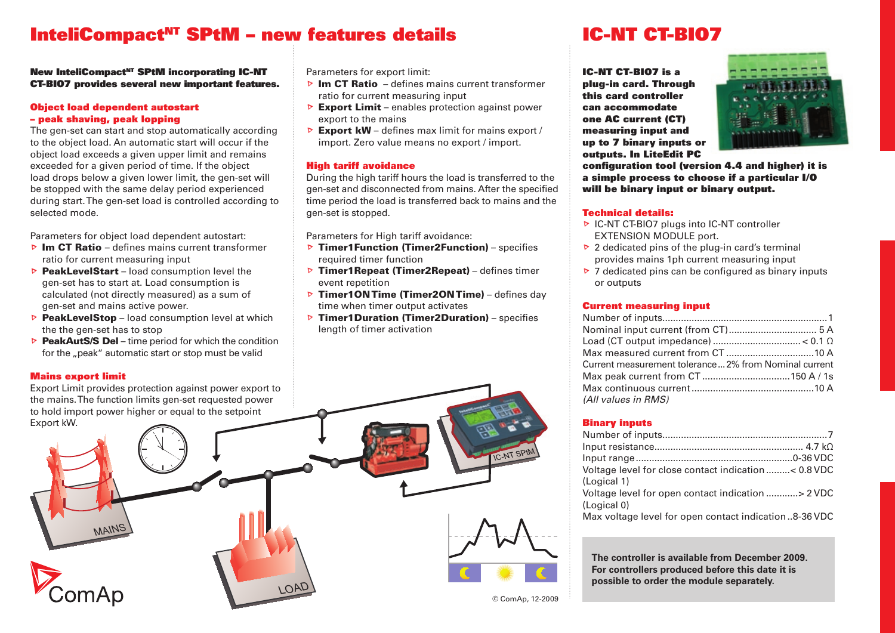# InteliCompact[NT] SPtM – new features details

**New InteliCompact[NT] SPtM incorporating IC-NT CT-BIO7 provides several new important features.**

### Object load dependent autostart – peak shaving, peak lopping

The gen-set can start and stop automatically according to the object load. An automatic start will occur if the object load exceeds a given upper limit and remains exceeded for a given period of time. If the object load drops below a given lower limit, the gen-set will be stopped with the same delay period experienced during start. The gen-set load is controlled according to selected mode.

Parameters for object load dependent autostart:

- **Im CT Ratio** – defines mains current transformer ratio for current measuring input
- **PeakLevelStart** – load consumption level the gen-set has to start at. Load consumption is calculated (not directly measured) as a sum of gen-set and mains active power.
- **PeakLevelStop** – load consumption level at which the the gen-set has to stop
- **PeakAutS/S Del** – time period for which the condition for the „peak" automatic start or stop must be valid

### Mains export limit

Export Limit provides protection against power export to the mains. The function limits gen-set requested power to hold import power higher or equal to the setpoint Export kW.

Parameters for export limit:

- **Im CT Ratio** – defines mains current transformer ratio for current measuring input
- **Export Limit** – enables protection against power export to the mains
- **Export kW** – defines max limit for mains export / import. Zero value means no export / import.

### High tariff avoidance

During the high tariff hours the load is transferred to the gen-set and disconnected from mains. After the specified time period the load is transferred back to mains and the gen-set is stopped.

Parameters for High tariff avoidance:

- **Timer1Function (Timer2Function)** – specifies required timer function
- **Timer1Repeat (Timer2Repeat)** – defines timer event repetition
- **Timer1ONTime (Timer2ONTime)** – defines day time when timer output activates
- **Timer1Duration (Timer2Duration)** – specifies length of timer activation

MAINS

LOAD

IC-NT SPtM

© ComAp, 12-2009

# IC-NT CT-BIO7

**IC-NT CT-BIO7 is a plug-in card. Through this card controller can accommodate one AC current (CT) measuring input and up to 7 binary inputs or outputs. In LiteEdit PC configuration tool (version 4.4 and higher) it is a simple process to choose if a particular I/O will be binary input or binary output.**

### Technical details:

- IC-NT CT-BIO7 plugs into IC-NT controller EXTENSION MODULE port.
- 2 dedicated pins of the plug-in card's terminal provides mains 1ph current measuring input
- 7 dedicated pins can be configured as binary inputs or outputs

### Current measuring input

| | |
|---|---|
| Number of inputs | 1 |
| Nominal input current (from CT) | 5 A |
| Load (CT output impedance) | < 0.1 Ω |
| Max measured current from CT | 10 A |
| Current measurement tolerance | 2% from Nominal current |
| Max peak current from CT | 150 A / 1s |
| Max continuous current | 10 A |

*(All values in RMS)*

### Binary inputs

| | |
|---|---|
| Number of inputs | 7 |
| Input resistance | 4.7 kΩ |
| Input range | 0-36 VDC |
| Voltage level for close contact indication (Logical 1) | < 0.8 VDC |
| Voltage level for open contact indication (Logical 0) | > 2 VDC |
| Max voltage level for open contact indication | 8-36 VDC |

**The controller is available from December 2009. For controllers produced before this date it is possible to order the module separately.**